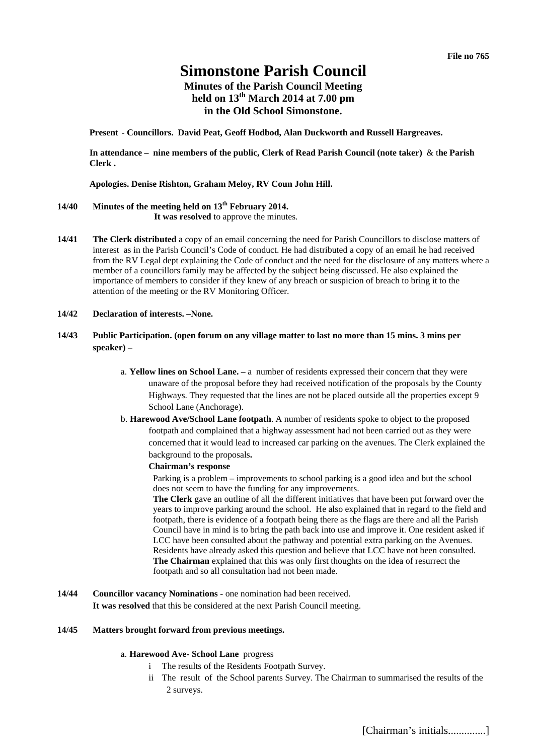File no 765

# Simonstone Parish Council

## Minutes of the Parish Council Meeting held on 13th March 2014 at 7.00 pm in the Old School Simonstone.

**Present - Councillors. David Peat, Geoff Hodbod, Alan Duckworth and Russell Hargreaves.**

**In attendance – nine members of the public, Clerk of Read Parish Council (note taker) & the Parish Clerk .**

**Apologies. Denise Rishton, Graham Meloy, RV Coun John Hill.**

**14/40 Minutes of the meeting held on 13th February 2014.**
**It was resolved** to approve the minutes.

**14/41 The Clerk distributed** a copy of an email concerning the need for Parish Councillors to disclose matters of interest as in the Parish Council's Code of conduct. He had distributed a copy of an email he had received from the RV Legal dept explaining the Code of conduct and the need for the disclosure of any matters where a member of a councillors family may be affected by the subject being discussed. He also explained the importance of members to consider if they knew of any breach or suspicion of breach to bring it to the attention of the meeting or the RV Monitoring Officer.

**14/42 Declaration of interests. –None.**

**14/43 Public Participation. (open forum on any village matter to last no more than 15 mins. 3 mins per speaker) –**

a. **Yellow lines on School Lane. –** a number of residents expressed their concern that they were unaware of the proposal before they had received notification of the proposals by the County Highways. They requested that the lines are not be placed outside all the properties except 9 School Lane (Anchorage).

b. **Harewood Ave/School Lane footpath**. A number of residents spoke to object to the proposed footpath and complained that a highway assessment had not been carried out as they were concerned that it would lead to increased car parking on the avenues. The Clerk explained the background to the proposals**.**

**Chairman's response**

Parking is a problem – improvements to school parking is a good idea and but the school does not seem to have the funding for any improvements.

**The Clerk** gave an outline of all the different initiatives that have been put forward over the years to improve parking around the school. He also explained that in regard to the field and footpath, there is evidence of a footpath being there as the flags are there and all the Parish Council have in mind is to bring the path back into use and improve it. One resident asked if LCC have been consulted about the pathway and potential extra parking on the Avenues. Residents have already asked this question and believe that LCC have not been consulted.

**The Chairman** explained that this was only first thoughts on the idea of resurrect the footpath and so all consultation had not been made.

**14/44 Councillor vacancy Nominations -** one nomination had been received.
**It was resolved** that this be considered at the next Parish Council meeting.

**14/45 Matters brought forward from previous meetings.**

a. **Harewood Ave- School Lane** progress

i The results of the Residents Footpath Survey.

ii The result of the School parents Survey. The Chairman to summarised the results of the 2 surveys.

[Chairman's initials.............]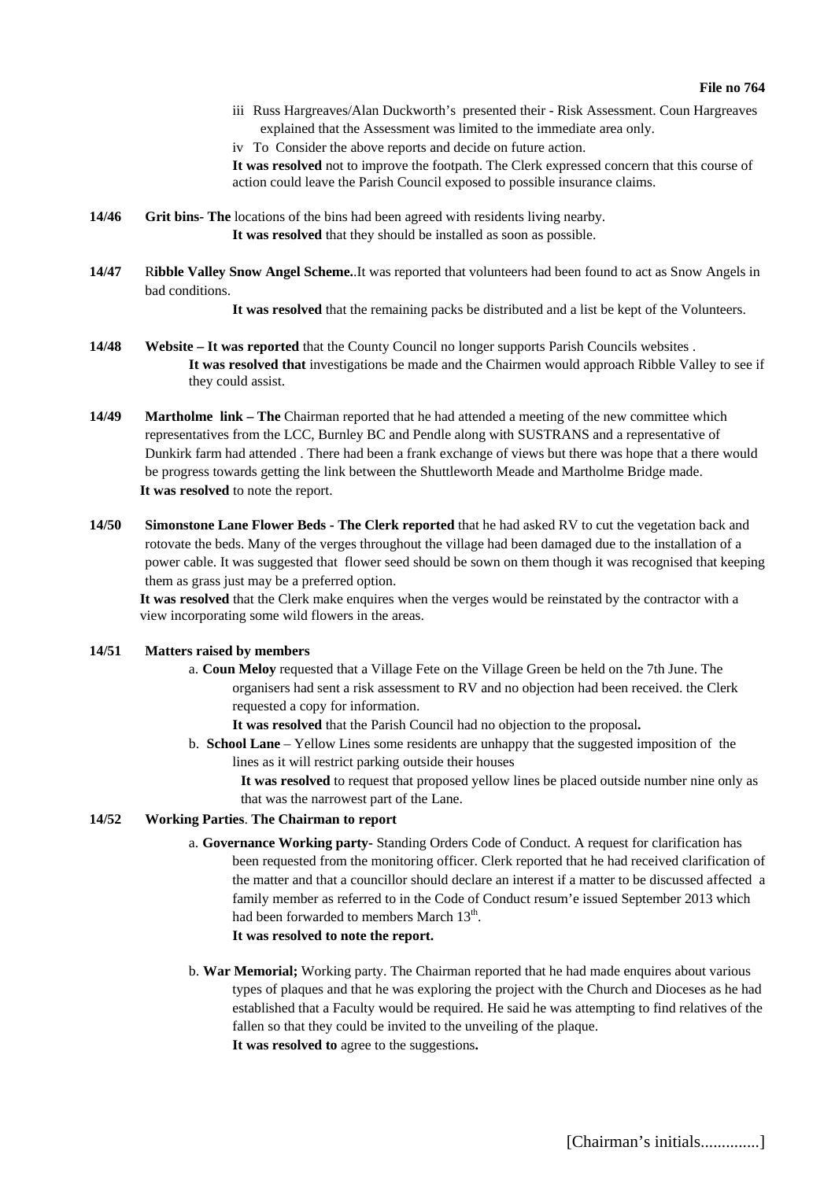**File no 764**

iii Russ Hargreaves/Alan Duckworth's presented their - Risk Assessment. Coun Hargreaves explained that the Assessment was limited to the immediate area only.

iv To Consider the above reports and decide on future action.

**It was resolved** not to improve the footpath. The Clerk expressed concern that this course of action could leave the Parish Council exposed to possible insurance claims.

**14/46** **Grit bins- The** locations of the bins had been agreed with residents living nearby.

**It was resolved** that they should be installed as soon as possible.

**14/47** R**ibble Valley Snow Angel Scheme.**.It was reported that volunteers had been found to act as Snow Angels in bad conditions.

**It was resolved** that the remaining packs be distributed and a list be kept of the Volunteers.

**14/48** **Website – It was reported** that the County Council no longer supports Parish Councils websites .

**It was resolved that** investigations be made and the Chairmen would approach Ribble Valley to see if they could assist.

**14/49** **Martholme link – The** Chairman reported that he had attended a meeting of the new committee which representatives from the LCC, Burnley BC and Pendle along with SUSTRANS and a representative of Dunkirk farm had attended . There had been a frank exchange of views but there was hope that a there would be progress towards getting the link between the Shuttleworth Meade and Martholme Bridge made.

**It was resolved** to note the report.

**14/50** **Simonstone Lane Flower Beds - The Clerk reported** that he had asked RV to cut the vegetation back and rotovate the beds. Many of the verges throughout the village had been damaged due to the installation of a power cable. It was suggested that flower seed should be sown on them though it was recognised that keeping them as grass just may be a preferred option.

**It was resolved** that the Clerk make enquires when the verges would be reinstated by the contractor with a view incorporating some wild flowers in the areas.

**14/51** **Matters raised by members**

a. **Coun Meloy** requested that a Village Fete on the Village Green be held on the 7th June. The organisers had sent a risk assessment to RV and no objection had been received. the Clerk requested a copy for information.

**It was resolved** that the Parish Council had no objection to the proposal**.**

b. **School Lane** – Yellow Lines some residents are unhappy that the suggested imposition of the lines as it will restrict parking outside their houses

**It was resolved** to request that proposed yellow lines be placed outside number nine only as that was the narrowest part of the Lane.

**14/52** **Working Parties**. **The Chairman to report**

a. **Governance Working party-** Standing Orders Code of Conduct. A request for clarification has been requested from the monitoring officer. Clerk reported that he had received clarification of the matter and that a councillor should declare an interest if a matter to be discussed affected a family member as referred to in the Code of Conduct resum'e issued September 2013 which had been forwarded to members March 13th.

**It was resolved to note the report.**

b. **War Memorial;** Working party. The Chairman reported that he had made enquires about various types of plaques and that he was exploring the project with the Church and Dioceses as he had established that a Faculty would be required. He said he was attempting to find relatives of the fallen so that they could be invited to the unveiling of the plaque.

**It was resolved to** agree to the suggestions**.**

[Chairman's initials.............]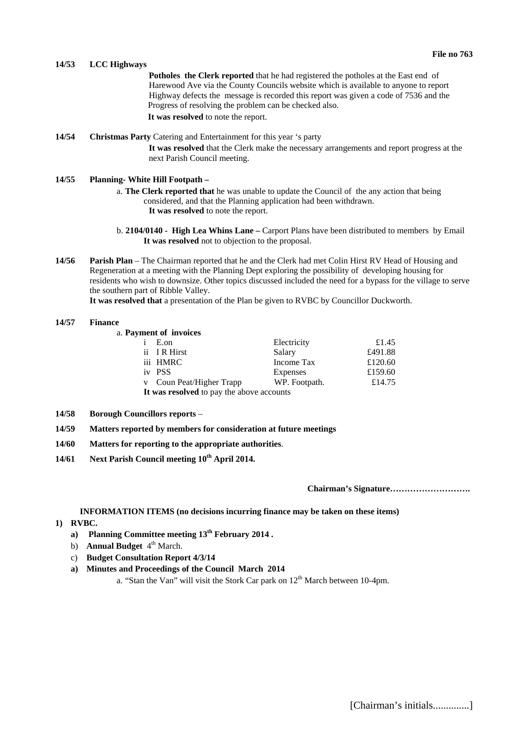**File no 763**

**14/53 LCC Highways**

**Potholes the Clerk reported** that he had registered the potholes at the East end of Harewood Ave via the County Councils website which is available to anyone to report Highway defects the message is recorded this report was given a code of 7536 and the Progress of resolving the problem can be checked also.

**It was resolved** to note the report.

**14/54 Christmas Party** Catering and Entertainment for this year 's party

**It was resolved** that the Clerk make the necessary arrangements and report progress at the next Parish Council meeting.

**14/55 Planning- White Hill Footpath –**

a. **The Clerk reported that** he was unable to update the Council of the any action that being considered, and that the Planning application had been withdrawn.
**It was resolved** to note the report.

b. **2104/0140 - High Lea Whins Lane –** Carport Plans have been distributed to members by Email
**It was resolved** not to objection to the proposal.

**14/56 Parish Plan** – The Chairman reported that he and the Clerk had met Colin Hirst RV Head of Housing and Regeneration at a meeting with the Planning Dept exploring the possibility of developing housing for residents who wish to downsize. Other topics discussed included the need for a bypass for the village to serve the southern part of Ribble Valley.
**It was resolved that** a presentation of the Plan be given to RVBC by Councillor Duckworth.

**14/57 Finance**

a. **Payment of invoices**

| | | |
|---|---|---|
| i E.on | Electricity | £1.45 |
| ii I R Hirst | Salary | £491.88 |
| iii HMRC | Income Tax | £120.60 |
| iv PSS | Expenses | £159.60 |
| v Coun Peat/Higher Trapp | WP. Footpath. | £14.75 |

**It was resolved** to pay the above accounts

**14/58 Borough Councillors reports** –

**14/59 Matters reported by members for consideration at future meetings**

**14/60 Matters for reporting to the appropriate authorities**.

**14/61 Next Parish Council meeting 10th April 2014.**

**Chairman's Signature……………………….**

**INFORMATION ITEMS (no decisions incurring finance may be taken on these items)**

**1) RVBC.**

- **a) Planning Committee meeting 13th February 2014 .**
- b) **Annual Budget** 4th March.
- c) **Budget Consultation Report 4/3/14**
- **a) Minutes and Proceedings of the Council March 2014**
  - a. "Stan the Van" will visit the Stork Car park on 12th March between 10-4pm.

[Chairman's initials.............]